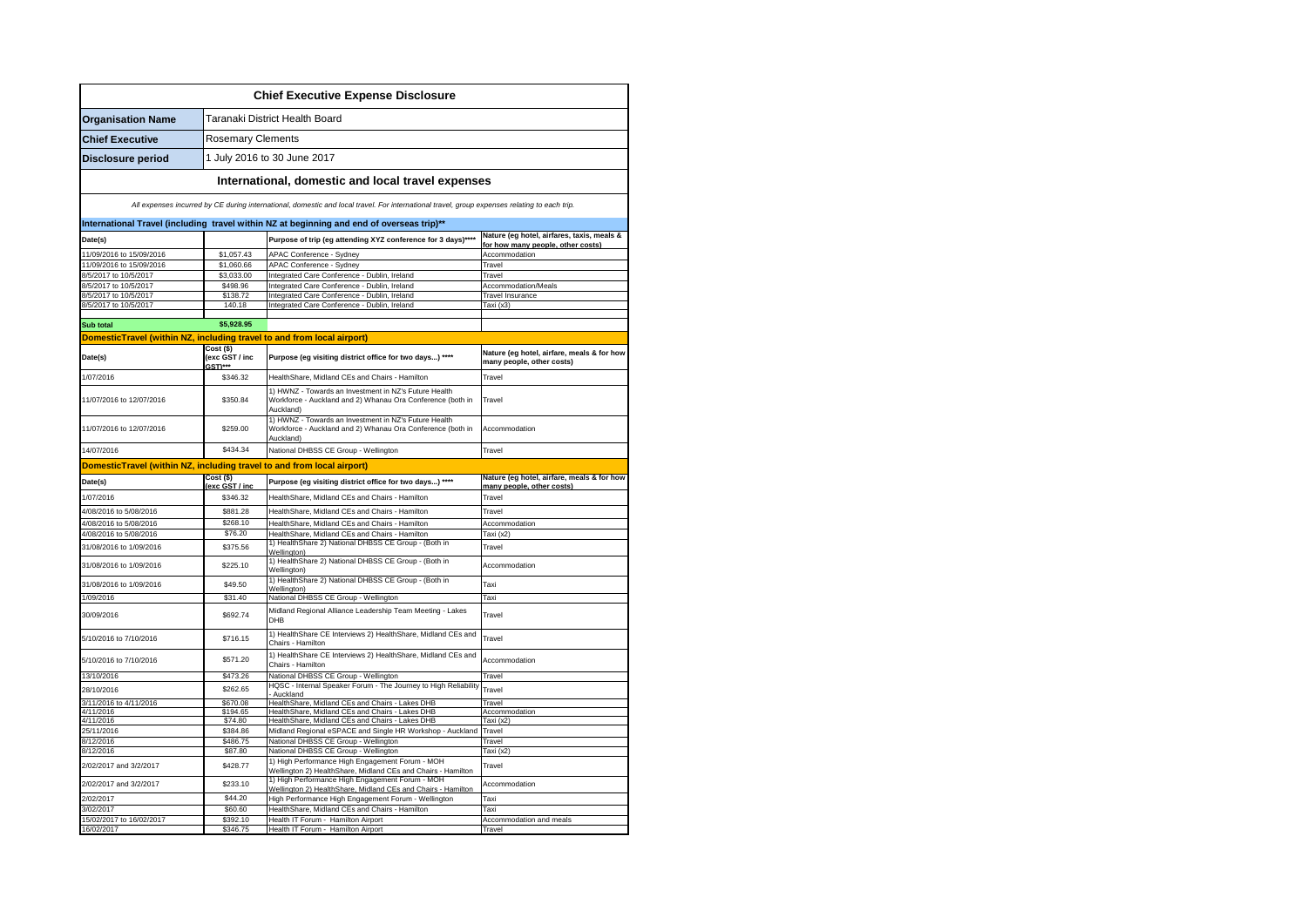# Chief Executive Expense Disclosure

| | |
|---|---|
| **Organisation Name** | Taranaki District Health Board |
| **Chief Executive** | Rosemary Clements |
| **Disclosure period** | 1 July 2016 to 30 June 2017 |

## International, domestic and local travel expenses

*All expenses incurred by CE during international, domestic and local travel. For international travel, group expenses relating to each trip.*

### International Travel (including travel within NZ at beginning and end of overseas trip)**

| Date(s) | | Purpose of trip (eg attending XYZ conference for 3 days)**** | Nature (eg hotel, airfares, taxis, meals & for how many people, other costs) |
|---|---|---|---|
| 11/09/2016 to 15/09/2016 | $1,057.43 | APAC Conference - Sydney | Accommodation |
| 11/09/2016 to 15/09/2016 | $1,060.66 | APAC Conference - Sydney | Travel |
| 8/5/2017 to 10/5/2017 | $3,033.00 | Integrated Care Conference - Dublin, Ireland | Travel |
| 8/5/2017 to 10/5/2017 | $498.96 | Integrated Care Conference - Dublin, Ireland | Accommodation/Meals |
| 8/5/2017 to 10/5/2017 | $138.72 | Integrated Care Conference - Dublin, Ireland | Travel Insurance |
| 8/5/2017 to 10/5/2017 | 140.18 | Integrated Care Conference - Dublin, Ireland | Taxi (x3) |
| | | | |
| **Sub total** | **$5,928.95** | | |

### DomesticTravel (within NZ, including travel to and from local airport)

| Date(s) | Cost ($) (exc GST / inc GST)*** | Purpose (eg visiting district office for two days...) **** | Nature (eg hotel, airfare, meals & for how many people, other costs) |
|---|---|---|---|
| 1/07/2016 | $346.32 | HealthShare, Midland CEs and Chairs - Hamilton | Travel |
| 11/07/2016 to 12/07/2016 | $350.84 | 1) HWNZ - Towards an Investment in NZ's Future Health Workforce - Auckland and 2) Whanau Ora Conference (both in Auckland) | Travel |
| 11/07/2016 to 12/07/2016 | $259.00 | 1) HWNZ - Towards an Investment in NZ's Future Health Workforce - Auckland and 2) Whanau Ora Conference (both in Auckland) | Accommodation |
| 14/07/2016 | $434.34 | National DHBSS CE Group - Wellington | Travel |

### DomesticTravel (within NZ, including travel to and from local airport)

| Date(s) | Cost ($) (exc GST / inc | Purpose (eg visiting district office for two days...) **** | Nature (eg hotel, airfare, meals & for how many people, other costs) |
|---|---|---|---|
| 1/07/2016 | $346.32 | HealthShare, Midland CEs and Chairs - Hamilton | Travel |
| 4/08/2016 to 5/08/2016 | $881.28 | HealthShare, Midland CEs and Chairs - Hamilton | Travel |
| 4/08/2016 to 5/08/2016 | $268.10 | HealthShare, Midland CEs and Chairs - Hamilton | Accommodation |
| 4/08/2016 to 5/08/2016 | $76.20 | HealthShare, Midland CEs and Chairs - Hamilton | Taxi (x2) |
| 31/08/2016 to 1/09/2016 | $375.56 | 1) HealthShare 2) National DHBSS CE Group - (Both in Wellington) | Travel |
| 31/08/2016 to 1/09/2016 | $225.10 | 1) HealthShare 2) National DHBSS CE Group - (Both in Wellington) | Accommodation |
| 31/08/2016 to 1/09/2016 | $49.50 | 1) HealthShare 2) National DHBSS CE Group - (Both in Wellington) | Taxi |
| 1/09/2016 | $31.40 | National DHBSS CE Group - Wellington | Taxi |
| 30/09/2016 | $692.74 | Midland Regional Alliance Leadership Team Meeting - Lakes DHB | Travel |
| 5/10/2016 to 7/10/2016 | $716.15 | 1) HealthShare CE Interviews 2) HealthShare, Midland CEs and Chairs - Hamilton | Travel |
| 5/10/2016 to 7/10/2016 | $571.20 | 1) HealthShare CE Interviews 2) HealthShare, Midland CEs and Chairs - Hamilton | Accommodation |
| 13/10/2016 | $473.26 | National DHBSS CE Group - Wellington | Travel |
| 28/10/2016 | $262.65 | HQSC - Internal Speaker Forum - The Journey to High Reliability - Auckland | Travel |
| 3/11/2016 to 4/11/2016 | $670.08 | HealthShare, Midland CEs and Chairs - Lakes DHB | Travel |
| 4/11/2016 | $194.65 | HealthShare, Midland CEs and Chairs - Lakes DHB | Accommodation |
| 4/11/2016 | $74.80 | HealthShare, Midland CEs and Chairs - Lakes DHB | Taxi (x2) |
| 25/11/2016 | $384.86 | Midland Regional eSPACE and Single HR Workshop - Auckland | Travel |
| 8/12/2016 | $486.75 | National DHBSS CE Group - Wellington | Travel |
| 8/12/2016 | $87.80 | National DHBSS CE Group - Wellington | Taxi (x2) |
| 2/02/2017 and 3/2/2017 | $428.77 | 1) High Performance High Engagement Forum - MOH Wellington 2) HealthShare, Midland CEs and Chairs - Hamilton | Travel |
| 2/02/2017 and 3/2/2017 | $233.10 | 1) High Performance High Engagement Forum - MOH Wellington 2) HealthShare, Midland CEs and Chairs - Hamilton | Accommodation |
| 2/02/2017 | $44.20 | High Performance High Engagement Forum - Wellington | Taxi |
| 3/02/2017 | $60.60 | HealthShare, Midland CEs and Chairs - Hamilton | Taxi |
| 15/02/2017 to 16/02/2017 | $392.10 | Health IT Forum - Hamilton Airport | Accommodation and meals |
| 16/02/2017 | $346.75 | Health IT Forum - Hamilton Airport | Travel |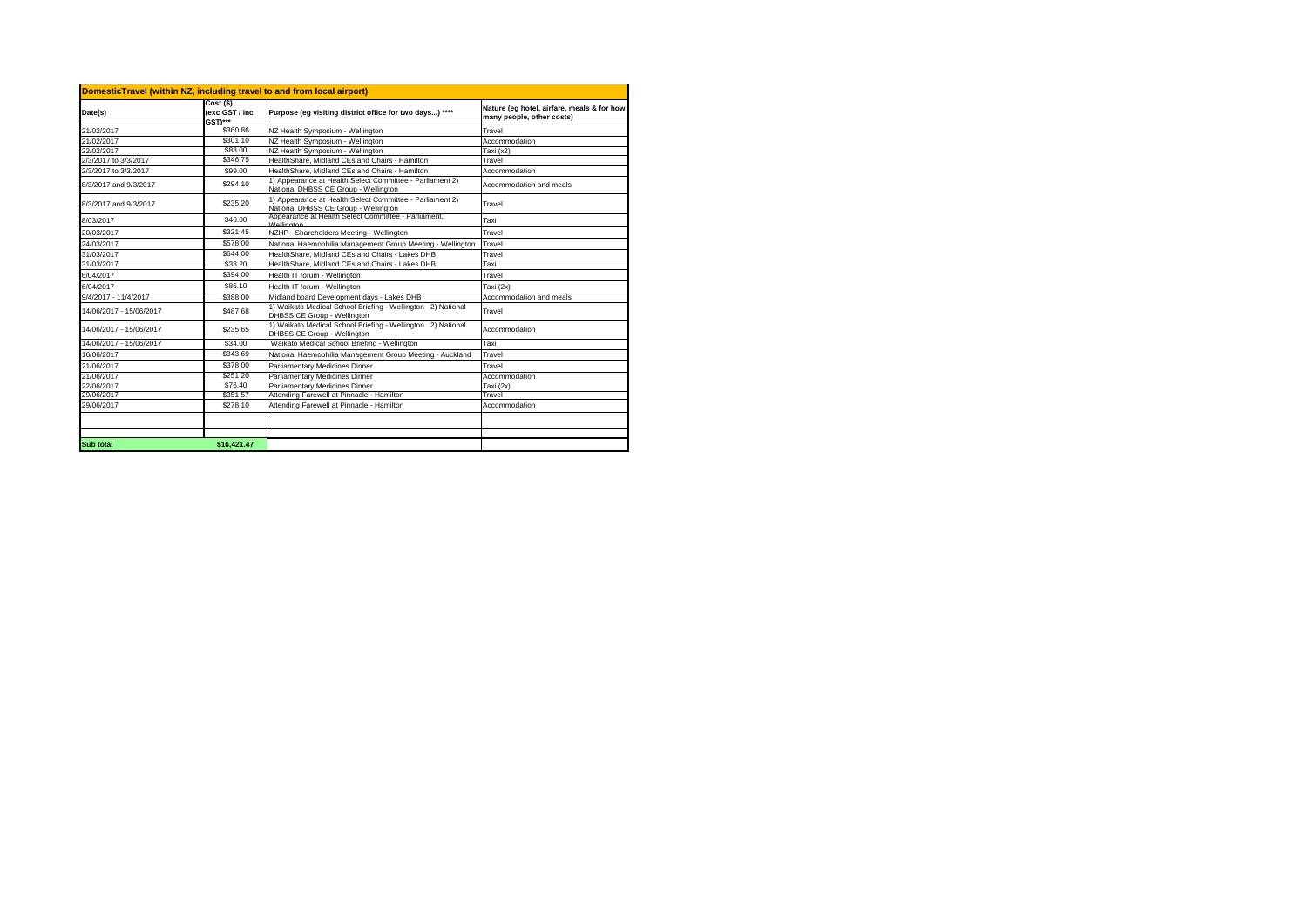| DomesticTravel (within NZ, including travel to and from local airport) | | | |
|---|---|---|---|
| Date(s) | Cost ($) (exc GST / inc GST)*** | Purpose (eg visiting district office for two days...) **** | Nature (eg hotel, airfare, meals & for how many people, other costs) |
| 21/02/2017 | $360.86 | NZ Health Symposium - Wellington | Travel |
| 21/02/2017 | $301.10 | NZ Health Symposium - Wellington | Accommodation |
| 22/02/2017 | $88.00 | NZ Health Symposium - Wellington | Taxi (x2) |
| 2/3/2017 to 3/3/2017 | $346.75 | HealthShare, Midland CEs and Chairs - Hamilton | Travel |
| 2/3/2017 to 3/3/2017 | $99.00 | HealthShare, Midland CEs and Chairs - Hamilton | Accommodation |
| 8/3/2017 and 9/3/2017 | $294.10 | 1) Appearance at Health Select Committee - Parliament 2) National DHBSS CE Group - Wellington | Accommodation and meals |
| 8/3/2017 and 9/3/2017 | $235.20 | 1) Appearance at Health Select Committee - Parliament 2) National DHBSS CE Group - Wellington | Travel |
| 8/03/2017 | $46.00 | Appearance at Health Select Committee - Parliament, Wellington | Taxi |
| 20/03/2017 | $321.45 | NZHP - Shareholders Meeting - Wellington | Travel |
| 24/03/2017 | $578.00 | National Haemophilia Management Group Meeting - Wellington | Travel |
| 31/03/2017 | $644.00 | HealthShare, Midland CEs and Chairs - Lakes DHB | Travel |
| 31/03/2017 | $38.20 | HealthShare, Midland CEs and Chairs - Lakes DHB | Taxi |
| 6/04/2017 | $394.00 | Health IT forum - Wellington | Travel |
| 6/04/2017 | $86.10 | Health IT forum - Wellington | Taxi (2x) |
| 9/4/2017 - 11/4/2017 | $388.00 | Midland board Development days - Lakes DHB | Accommodation and meals |
| 14/06/2017 - 15/06/2017 | $487.68 | 1) Waikato Medical School Briefing - Wellington 2) National DHBSS CE Group - Wellington | Travel |
| 14/06/2017 - 15/06/2017 | $235.65 | 1) Waikato Medical School Briefing - Wellington 2) National DHBSS CE Group - Wellington | Accommodation |
| 14/06/2017 - 15/06/2017 | $34.00 | Waikato Medical School Briefing - Wellington | Taxi |
| 16/06/2017 | $343.69 | National Haemophilia Management Group Meeting - Auckland | Travel |
| 21/06/2017 | $378.00 | Parliamentary Medicines Dinner | Travel |
| 21/06/2017 | $251.20 | Parliamentary Medicines Dinner | Accommodation |
| 22/06/2017 | $76.40 | Parliamentary Medicines Dinner | Taxi (2x) |
| 29/06/2017 | $351.57 | Attending Farewell at Pinnacle - Hamilton | Travel |
| 29/06/2017 | $278.10 | Attending Farewell at Pinnacle - Hamilton | Accommodation |
| | | | |
| | | | |
| **Sub total** | **$16,421.47** | | |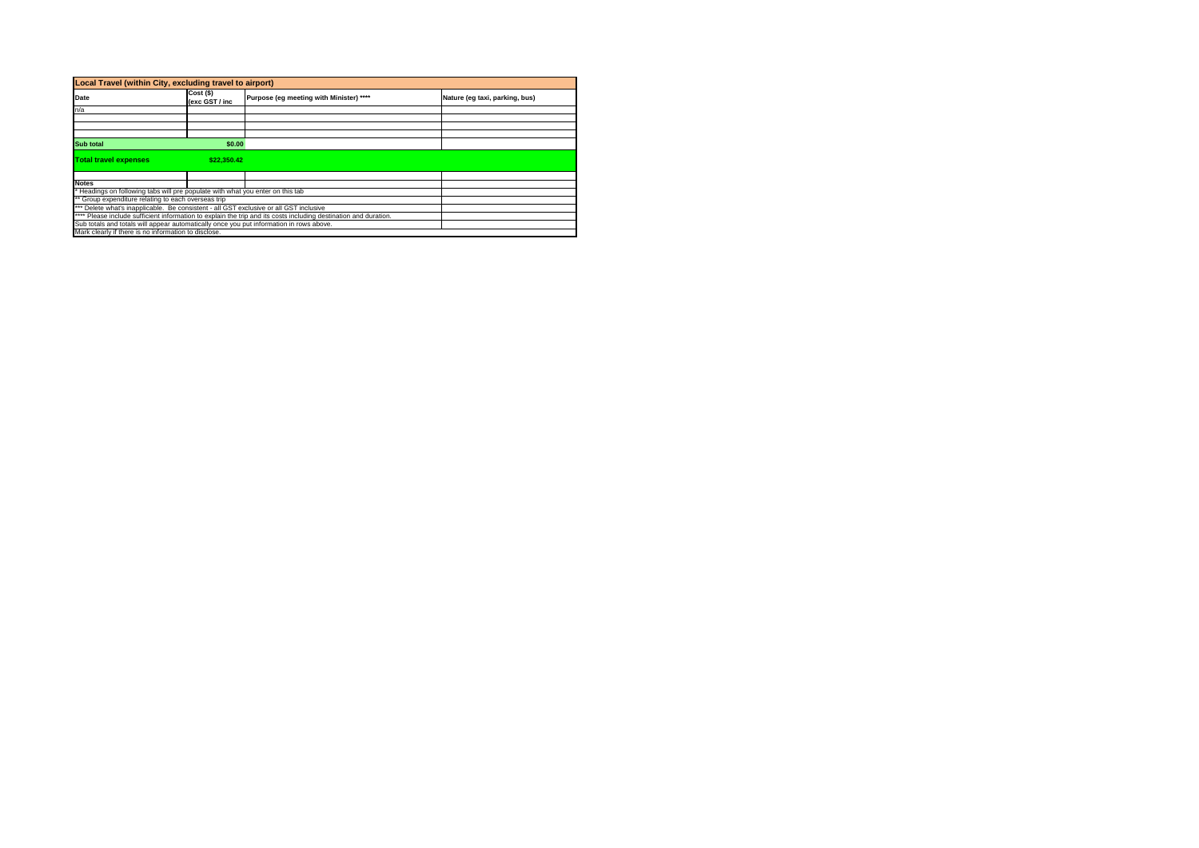| Local Travel (within City, excluding travel to airport) | | | |
|---|---|---|---|
| **Date** | **Cost ($) (exc GST / inc** | **Purpose (eg meeting with Minister) \*\*\*\*** | **Nature (eg taxi, parking, bus)** |
| n/a | | | |
| | | | |
| | | | |
| | | | |
| | | | |
| **Sub total** | **$0.00** | | |
| **Total travel expenses** | **$22,350.42** | | |
| | | | |
| **Notes** | | | |
| * Headings on following tabs will pre populate with what you enter on this tab | | | |
| ** Group expenditure relating to each overseas trip | | | |
| *** Delete what's inapplicable. Be consistent - all GST exclusive or all GST inclusive | | | |
| **** Please include sufficient information to explain the trip and its costs including destination and duration. | | | |
| Sub totals and totals will appear automatically once you put information in rows above. | | | |
| Mark clearly if there is no information to disclose. | | | |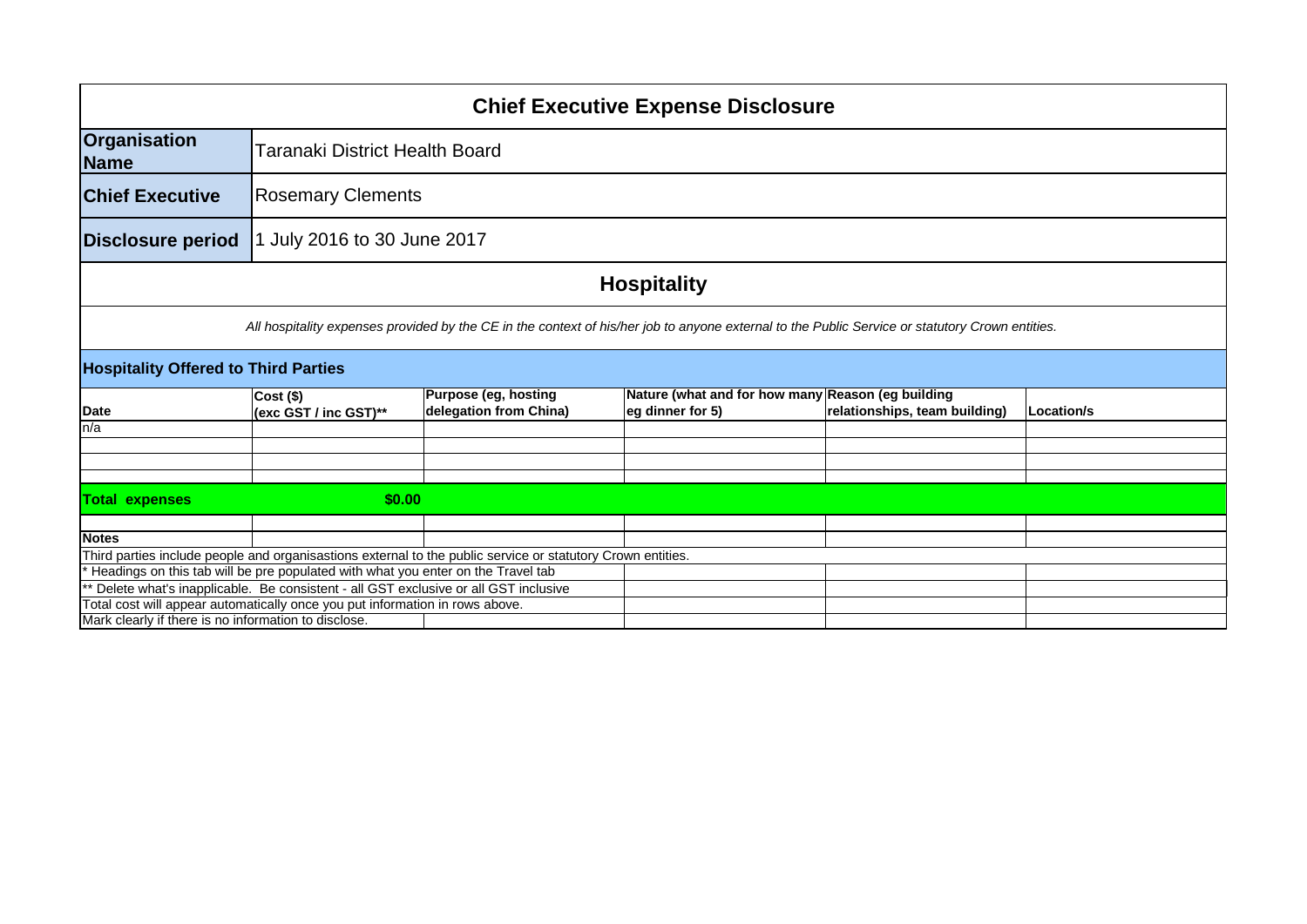# Chief Executive Expense Disclosure

| | |
|---|---|
| **Organisation Name** | Taranaki District Health Board |
| **Chief Executive** | Rosemary Clements |
| **Disclosure period** | 1 July 2016 to 30 June 2017 |

## Hospitality

*All hospitality expenses provided by the CE in the context of his/her job to anyone external to the Public Service or statutory Crown entities.*

### Hospitality Offered to Third Parties

| Date | Cost ($) (exc GST / inc GST)** | Purpose (eg, hosting delegation from China) | Nature (what and for how many eg dinner for 5) | Reason (eg building relationships, team building) | Location/s |
|---|---|---|---|---|---|
| n/a | | | | | |
| | | | | | |
| | | | | | |
| | | | | | |
| **Total expenses** | **$0.00** | | | | |

**Notes**

Third parties include people and organisastions external to the public service or statutory Crown entities.

\* Headings on this tab will be pre populated with what you enter on the Travel tab

** Delete what's inapplicable. Be consistent - all GST exclusive or all GST inclusive

Total cost will appear automatically once you put information in rows above.

Mark clearly if there is no information to disclose.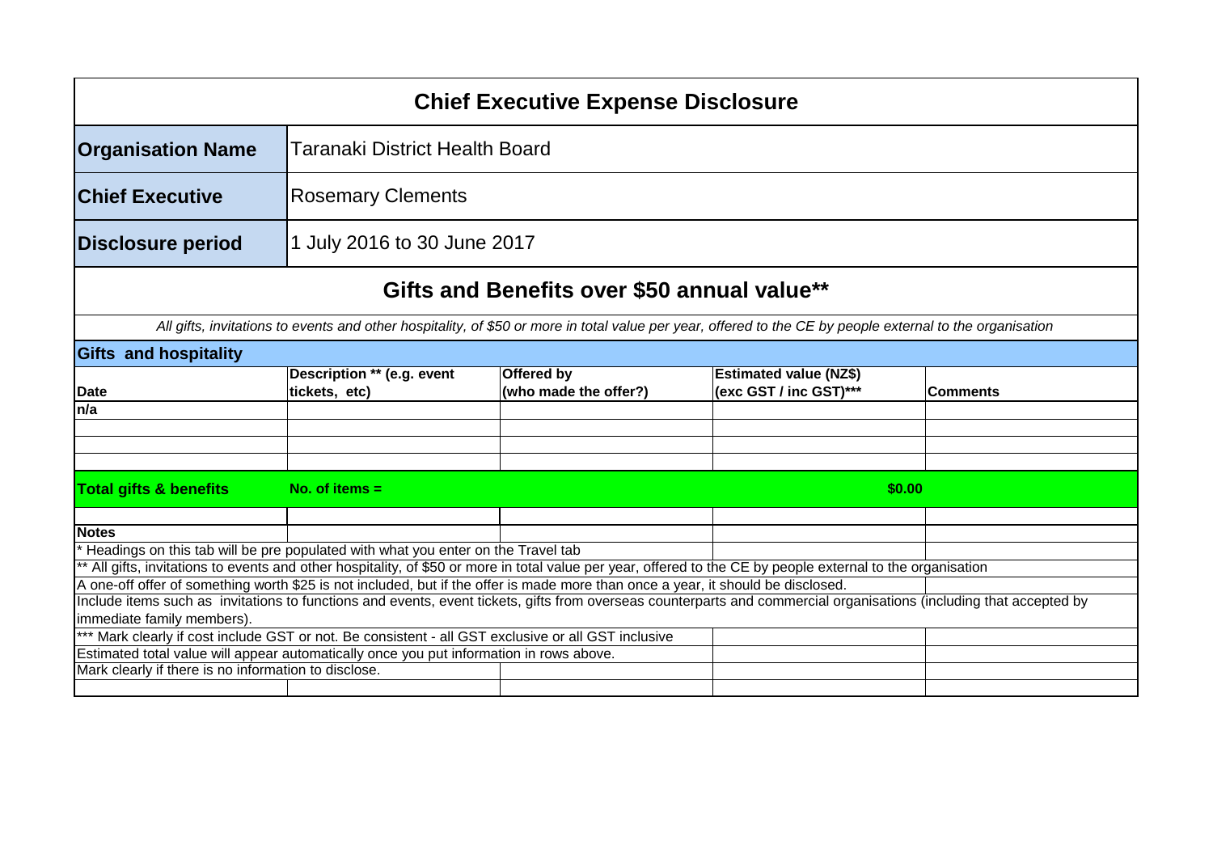# Chief Executive Expense Disclosure

| | |
|---|---|
| **Organisation Name** | Taranaki District Health Board |
| **Chief Executive** | Rosemary Clements |
| **Disclosure period** | 1 July 2016 to 30 June 2017 |

## Gifts and Benefits over $50 annual value**

*All gifts, invitations to events and other hospitality, of $50 or more in total value per year, offered to the CE by people external to the organisation*

**Gifts and hospitality**

| Date | Description ** (e.g. event tickets, etc) | Offered by (who made the offer?) | Estimated value (NZ$) (exc GST / inc GST)*** | Comments |
|---|---|---|---|---|
| n/a | | | | |
| | | | | |
| | | | | |
| | | | | |
| **Total gifts & benefits** | **No. of items =** | | **$0.00** | |

**Notes**

\* Headings on this tab will be pre populated with what you enter on the Travel tab

** All gifts, invitations to events and other hospitality, of $50 or more in total value per year, offered to the CE by people external to the organisation

A one-off offer of something worth $25 is not included, but if the offer is made more than once a year, it should be disclosed.

Include items such as invitations to functions and events, event tickets, gifts from overseas counterparts and commercial organisations (including that accepted by immediate family members).

*** Mark clearly if cost include GST or not. Be consistent - all GST exclusive or all GST inclusive

Estimated total value will appear automatically once you put information in rows above.

Mark clearly if there is no information to disclose.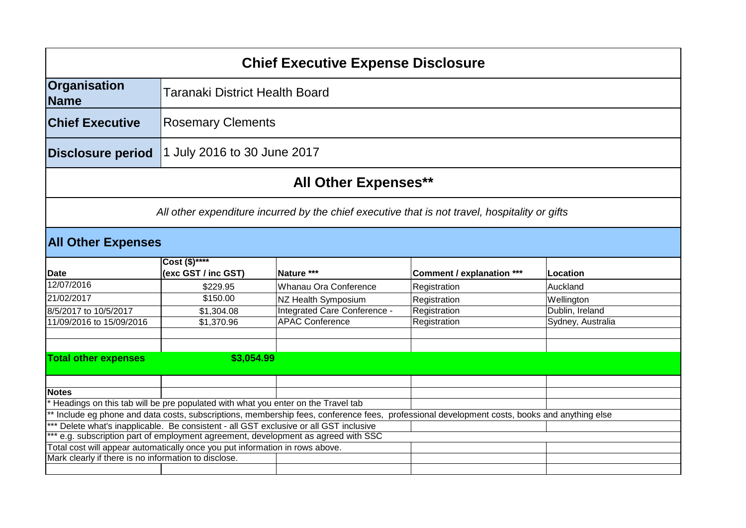# Chief Executive Expense Disclosure

| | |
|---|---|
| **Organisation Name** | Taranaki District Health Board |
| **Chief Executive** | Rosemary Clements |
| **Disclosure period** | 1 July 2016 to 30 June 2017 |

## All Other Expenses**

*All other expenditure incurred by the chief executive that is not travel, hospitality or gifts*

### All Other Expenses

| Date | Cost ($)**** (exc GST / inc GST) | Nature *** | Comment / explanation *** | Location |
|---|---|---|---|---|
| 12/07/2016 | $229.95 | Whanau Ora Conference | Registration | Auckland |
| 21/02/2017 | $150.00 | NZ Health Symposium | Registration | Wellington |
| 8/5/2017 to 10/5/2017 | $1,304.08 | Integrated Care Conference - | Registration | Dublin, Ireland |
| 11/09/2016 to 15/09/2016 | $1,370.96 | APAC Conference | Registration | Sydney, Australia |
| | | | | |
| | | | | |
| **Total other expenses** | **$3,054.99** | | | |

**Notes**

* Headings on this tab will be pre populated with what you enter on the Travel tab

** Include eg phone and data costs, subscriptions, membership fees, conference fees, professional development costs, books and anything else

*** Delete what's inapplicable. Be consistent - all GST exclusive or all GST inclusive

*** e.g. subscription part of employment agreement, development as agreed with SSC

Total cost will appear automatically once you put information in rows above.

Mark clearly if there is no information to disclose.